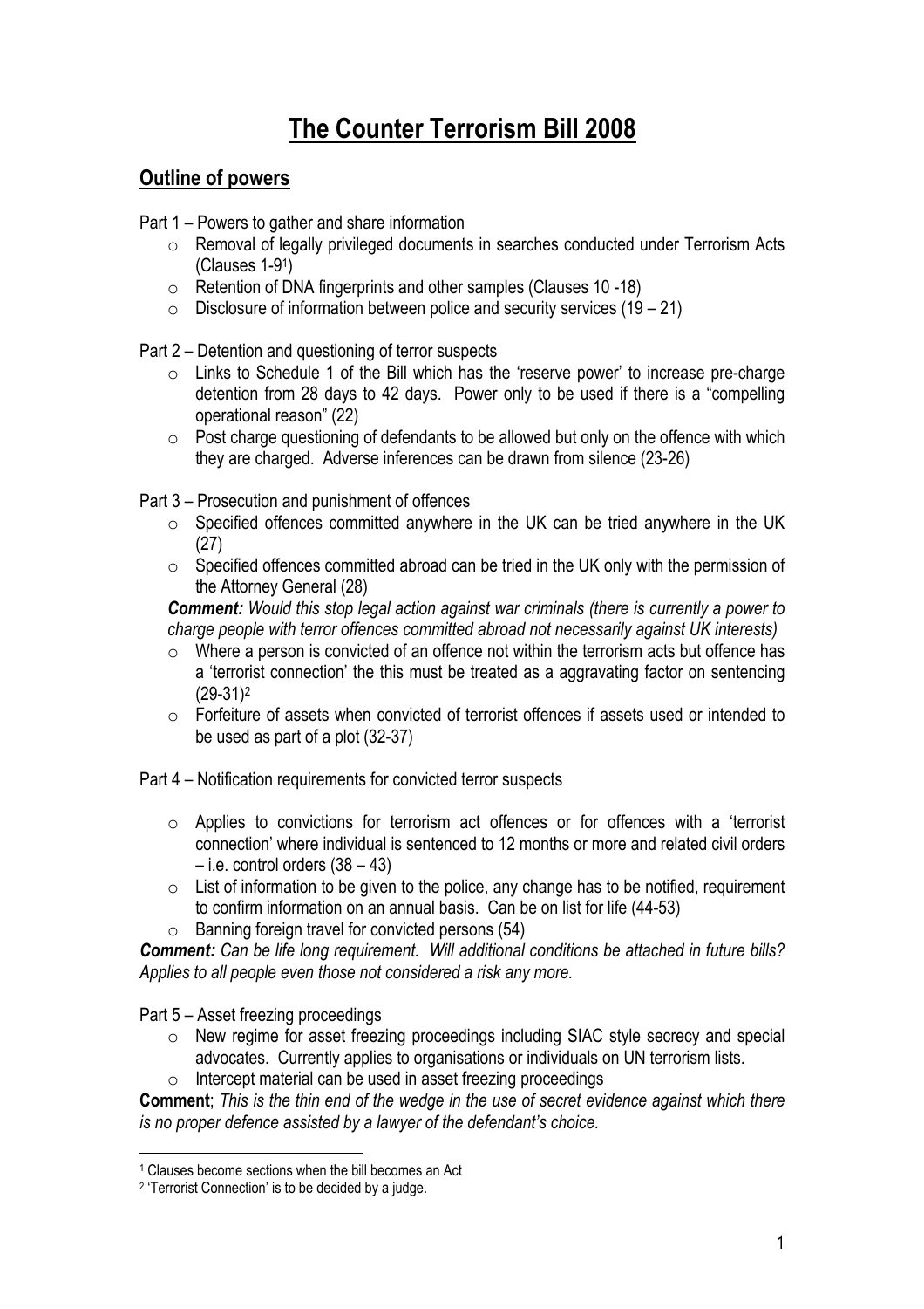# The Counter Terrorism Bill 2008

## Outline of powers

Part 1 – Powers to gather and share information

- Removal of legally privileged documents in searches conducted under Terrorism Acts (Clauses 1-9[1])
- Retention of DNA fingerprints and other samples (Clauses 10 -18)
- Disclosure of information between police and security services (19 – 21)

Part 2 – Detention and questioning of terror suspects

- Links to Schedule 1 of the Bill which has the 'reserve power' to increase pre-charge detention from 28 days to 42 days. Power only to be used if there is a "compelling operational reason" (22)
- Post charge questioning of defendants to be allowed but only on the offence with which they are charged. Adverse inferences can be drawn from silence (23-26)

Part 3 – Prosecution and punishment of offences

- Specified offences committed anywhere in the UK can be tried anywhere in the UK (27)
- Specified offences committed abroad can be tried in the UK only with the permission of the Attorney General (28)

***Comment:*** *Would this stop legal action against war criminals (there is currently a power to charge people with terror offences committed abroad not necessarily against UK interests)*

- Where a person is convicted of an offence not within the terrorism acts but offence has a 'terrorist connection' the this must be treated as a aggravating factor on sentencing (29-31)[2]
- Forfeiture of assets when convicted of terrorist offences if assets used or intended to be used as part of a plot (32-37)

Part 4 – Notification requirements for convicted terror suspects

- Applies to convictions for terrorism act offences or for offences with a 'terrorist connection' where individual is sentenced to 12 months or more and related civil orders – i.e. control orders (38 – 43)
- List of information to be given to the police, any change has to be notified, requirement to confirm information on an annual basis. Can be on list for life (44-53)
- Banning foreign travel for convicted persons (54)

***Comment:*** *Can be life long requirement. Will additional conditions be attached in future bills? Applies to all people even those not considered a risk any more.*

Part 5 – Asset freezing proceedings

- New regime for asset freezing proceedings including SIAC style secrecy and special advocates. Currently applies to organisations or individuals on UN terrorism lists.
- Intercept material can be used in asset freezing proceedings

**Comment**; *This is the thin end of the wedge in the use of secret evidence against which there is no proper defence assisted by a lawyer of the defendant's choice.*

---

[1] Clauses become sections when the bill becomes an Act

[2] 'Terrorist Connection' is to be decided by a judge.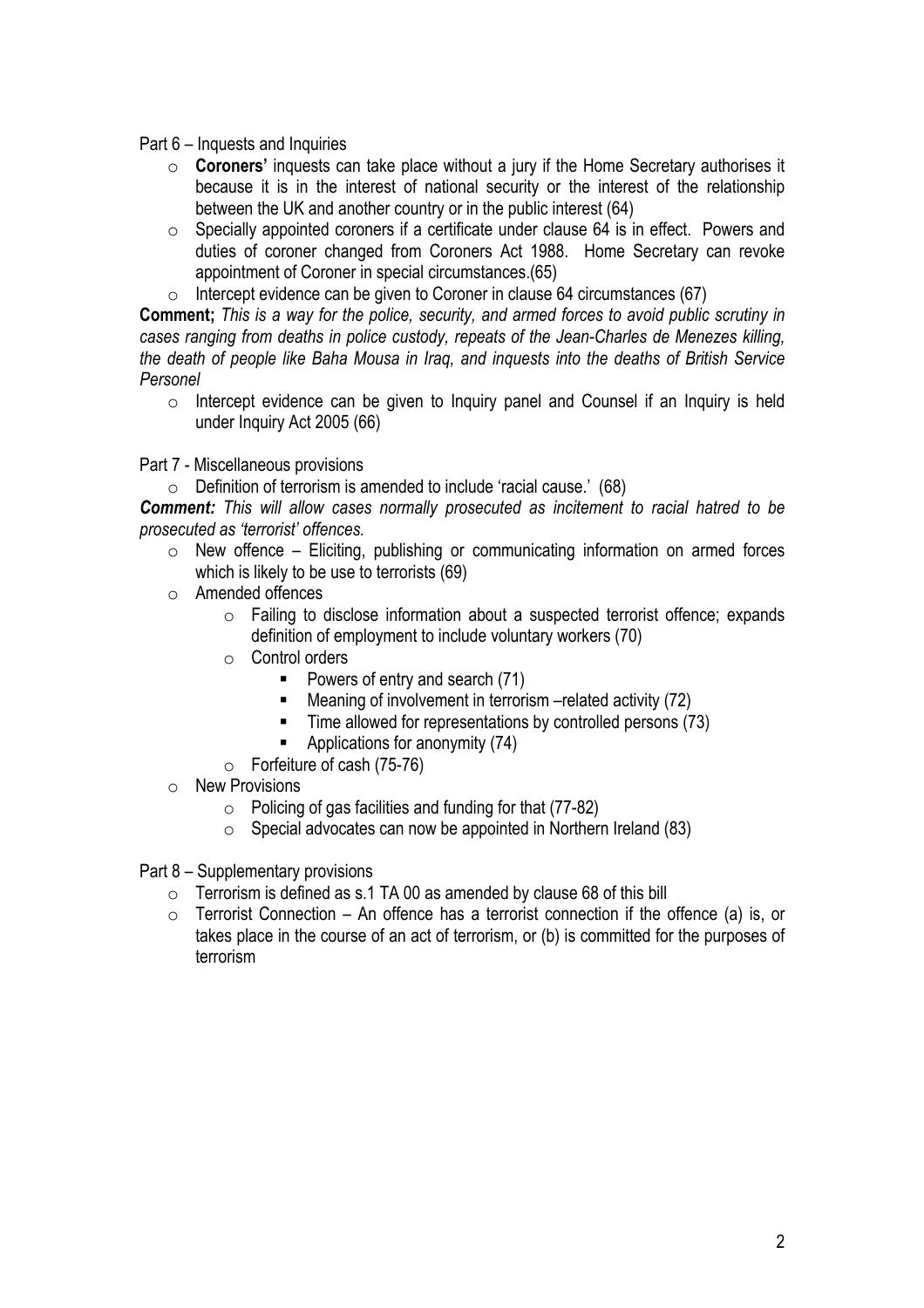Part 6 – Inquests and Inquiries

- **Coroners'** inquests can take place without a jury if the Home Secretary authorises it because it is in the interest of national security or the interest of the relationship between the UK and another country or in the public interest (64)
- Specially appointed coroners if a certificate under clause 64 is in effect. Powers and duties of coroner changed from Coroners Act 1988. Home Secretary can revoke appointment of Coroner in special circumstances.(65)
- Intercept evidence can be given to Coroner in clause 64 circumstances (67)

**Comment;** *This is a way for the police, security, and armed forces to avoid public scrutiny in cases ranging from deaths in police custody, repeats of the Jean-Charles de Menezes killing, the death of people like Baha Mousa in Iraq, and inquests into the deaths of British Service Personel*

- Intercept evidence can be given to Inquiry panel and Counsel if an Inquiry is held under Inquiry Act 2005 (66)

Part 7 - Miscellaneous provisions

- Definition of terrorism is amended to include 'racial cause.' (68)

***Comment:*** *This will allow cases normally prosecuted as incitement to racial hatred to be prosecuted as 'terrorist' offences.*

- New offence – Eliciting, publishing or communicating information on armed forces which is likely to be use to terrorists (69)
- Amended offences
  - Failing to disclose information about a suspected terrorist offence; expands definition of employment to include voluntary workers (70)
  - Control orders
    - Powers of entry and search (71)
    - Meaning of involvement in terrorism –related activity (72)
    - Time allowed for representations by controlled persons (73)
    - Applications for anonymity (74)
  - Forfeiture of cash (75-76)
- New Provisions
  - Policing of gas facilities and funding for that (77-82)
  - Special advocates can now be appointed in Northern Ireland (83)

Part 8 – Supplementary provisions

- Terrorism is defined as s.1 TA 00 as amended by clause 68 of this bill
- Terrorist Connection – An offence has a terrorist connection if the offence (a) is, or takes place in the course of an act of terrorism, or (b) is committed for the purposes of terrorism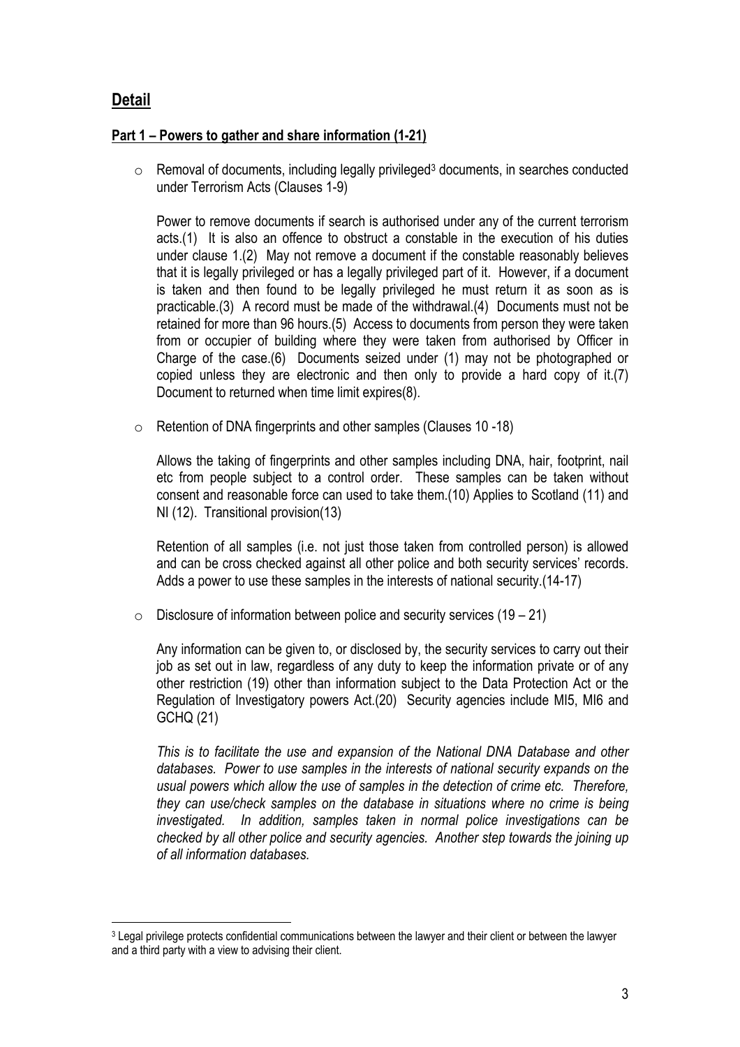## Detail

**Part 1 – Powers to gather and share information (1-21)**

- Removal of documents, including legally privileged[3] documents, in searches conducted under Terrorism Acts (Clauses 1-9)

  Power to remove documents if search is authorised under any of the current terrorism acts.(1) It is also an offence to obstruct a constable in the execution of his duties under clause 1.(2) May not remove a document if the constable reasonably believes that it is legally privileged or has a legally privileged part of it. However, if a document is taken and then found to be legally privileged he must return it as soon as is practicable.(3) A record must be made of the withdrawal.(4) Documents must not be retained for more than 96 hours.(5) Access to documents from person they were taken from or occupier of building where they were taken from authorised by Officer in Charge of the case.(6) Documents seized under (1) may not be photographed or copied unless they are electronic and then only to provide a hard copy of it.(7) Document to returned when time limit expires(8).

- Retention of DNA fingerprints and other samples (Clauses 10 -18)

  Allows the taking of fingerprints and other samples including DNA, hair, footprint, nail etc from people subject to a control order. These samples can be taken without consent and reasonable force can used to take them.(10) Applies to Scotland (11) and NI (12). Transitional provision(13)

  Retention of all samples (i.e. not just those taken from controlled person) is allowed and can be cross checked against all other police and both security services' records. Adds a power to use these samples in the interests of national security.(14-17)

- Disclosure of information between police and security services (19 – 21)

  Any information can be given to, or disclosed by, the security services to carry out their job as set out in law, regardless of any duty to keep the information private or of any other restriction (19) other than information subject to the Data Protection Act or the Regulation of Investigatory powers Act.(20) Security agencies include MI5, MI6 and GCHQ (21)

  *This is to facilitate the use and expansion of the National DNA Database and other databases. Power to use samples in the interests of national security expands on the usual powers which allow the use of samples in the detection of crime etc. Therefore, they can use/check samples on the database in situations where no crime is being investigated. In addition, samples taken in normal police investigations can be checked by all other police and security agencies. Another step towards the joining up of all information databases.*

---

[3] Legal privilege protects confidential communications between the lawyer and their client or between the lawyer and a third party with a view to advising their client.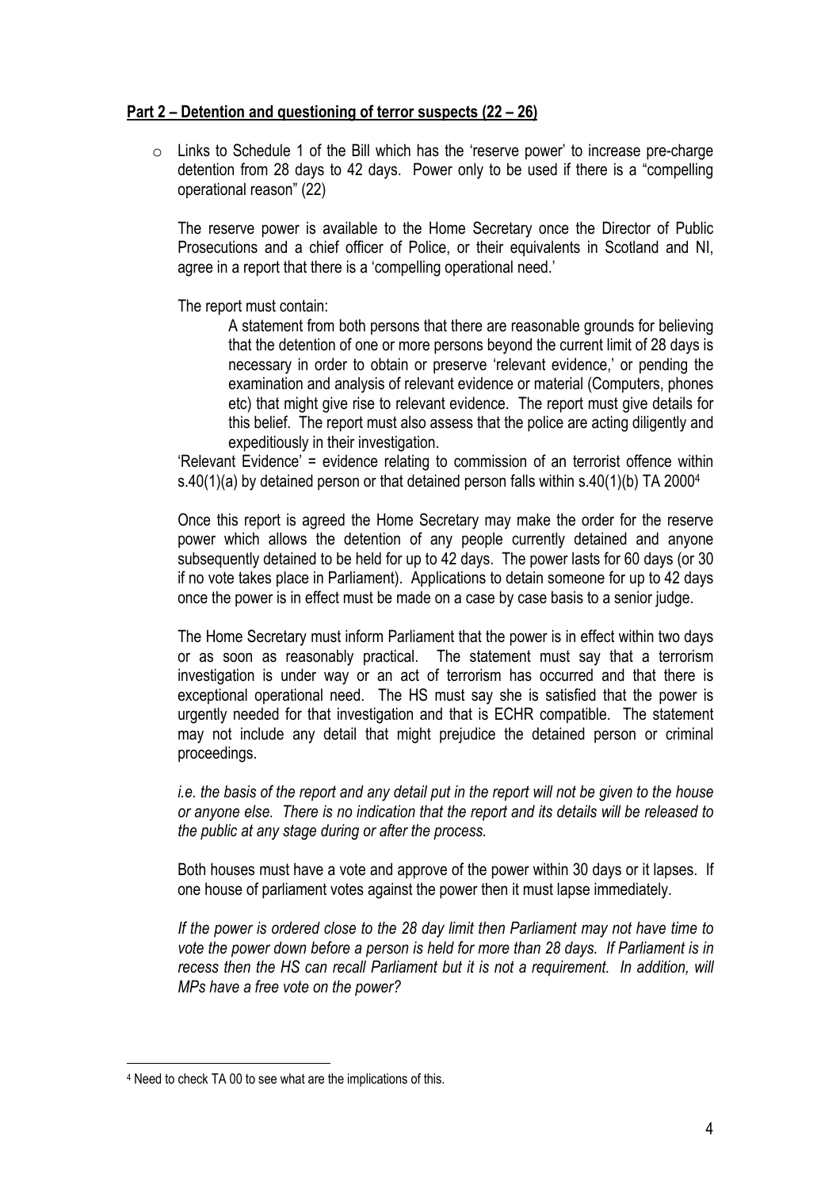**Part 2 – Detention and questioning of terror suspects (22 – 26)**

- Links to Schedule 1 of the Bill which has the 'reserve power' to increase pre-charge detention from 28 days to 42 days. Power only to be used if there is a "compelling operational reason" (22)

  The reserve power is available to the Home Secretary once the Director of Public Prosecutions and a chief officer of Police, or their equivalents in Scotland and NI, agree in a report that there is a 'compelling operational need.'

  The report must contain:

  > A statement from both persons that there are reasonable grounds for believing that the detention of one or more persons beyond the current limit of 28 days is necessary in order to obtain or preserve 'relevant evidence,' or pending the examination and analysis of relevant evidence or material (Computers, phones etc) that might give rise to relevant evidence. The report must give details for this belief. The report must also assess that the police are acting diligently and expeditiously in their investigation.

  'Relevant Evidence' = evidence relating to commission of an terrorist offence within s.40(1)(a) by detained person or that detained person falls within s.40(1)(b) TA 2000[4]

  Once this report is agreed the Home Secretary may make the order for the reserve power which allows the detention of any people currently detained and anyone subsequently detained to be held for up to 42 days. The power lasts for 60 days (or 30 if no vote takes place in Parliament). Applications to detain someone for up to 42 days once the power is in effect must be made on a case by case basis to a senior judge.

  The Home Secretary must inform Parliament that the power is in effect within two days or as soon as reasonably practical. The statement must say that a terrorism investigation is under way or an act of terrorism has occurred and that there is exceptional operational need. The HS must say she is satisfied that the power is urgently needed for that investigation and that is ECHR compatible. The statement may not include any detail that might prejudice the detained person or criminal proceedings.

  *i.e. the basis of the report and any detail put in the report will not be given to the house or anyone else. There is no indication that the report and its details will be released to the public at any stage during or after the process.*

  Both houses must have a vote and approve of the power within 30 days or it lapses. If one house of parliament votes against the power then it must lapse immediately.

  *If the power is ordered close to the 28 day limit then Parliament may not have time to vote the power down before a person is held for more than 28 days. If Parliament is in recess then the HS can recall Parliament but it is not a requirement. In addition, will MPs have a free vote on the power?*

---

[4] Need to check TA 00 to see what are the implications of this.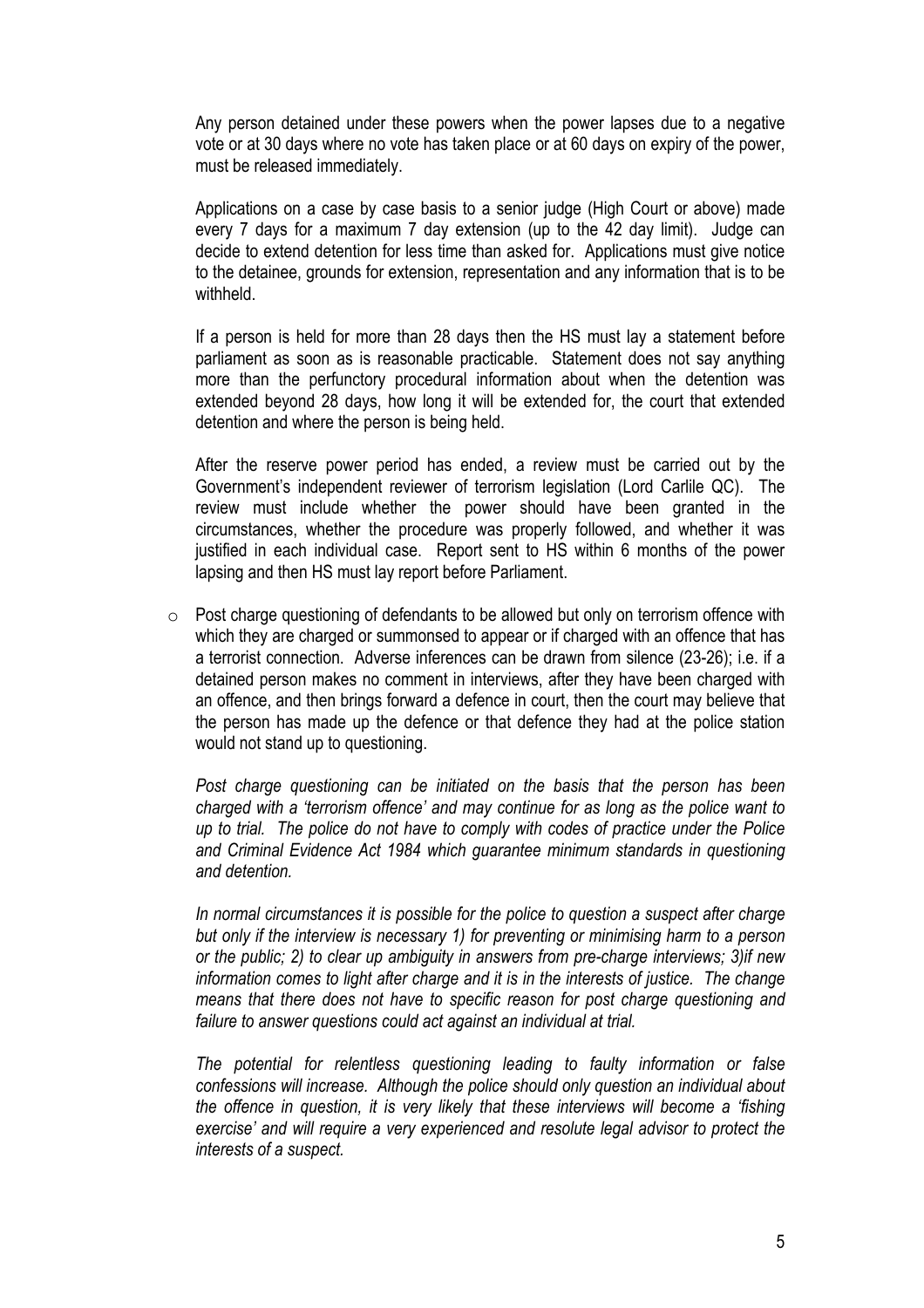Any person detained under these powers when the power lapses due to a negative vote or at 30 days where no vote has taken place or at 60 days on expiry of the power, must be released immediately.

Applications on a case by case basis to a senior judge (High Court or above) made every 7 days for a maximum 7 day extension (up to the 42 day limit). Judge can decide to extend detention for less time than asked for. Applications must give notice to the detainee, grounds for extension, representation and any information that is to be withheld.

If a person is held for more than 28 days then the HS must lay a statement before parliament as soon as is reasonable practicable. Statement does not say anything more than the perfunctory procedural information about when the detention was extended beyond 28 days, how long it will be extended for, the court that extended detention and where the person is being held.

After the reserve power period has ended, a review must be carried out by the Government's independent reviewer of terrorism legislation (Lord Carlile QC). The review must include whether the power should have been granted in the circumstances, whether the procedure was properly followed, and whether it was justified in each individual case. Report sent to HS within 6 months of the power lapsing and then HS must lay report before Parliament.

- Post charge questioning of defendants to be allowed but only on terrorism offence with which they are charged or summonsed to appear or if charged with an offence that has a terrorist connection. Adverse inferences can be drawn from silence (23-26); i.e. if a detained person makes no comment in interviews, after they have been charged with an offence, and then brings forward a defence in court, then the court may believe that the person has made up the defence or that defence they had at the police station would not stand up to questioning.

  *Post charge questioning can be initiated on the basis that the person has been charged with a 'terrorism offence' and may continue for as long as the police want to up to trial. The police do not have to comply with codes of practice under the Police and Criminal Evidence Act 1984 which guarantee minimum standards in questioning and detention.*

  *In normal circumstances it is possible for the police to question a suspect after charge but only if the interview is necessary 1) for preventing or minimising harm to a person or the public; 2) to clear up ambiguity in answers from pre-charge interviews; 3)if new information comes to light after charge and it is in the interests of justice. The change means that there does not have to specific reason for post charge questioning and failure to answer questions could act against an individual at trial.*

  *The potential for relentless questioning leading to faulty information or false confessions will increase. Although the police should only question an individual about the offence in question, it is very likely that these interviews will become a 'fishing exercise' and will require a very experienced and resolute legal advisor to protect the interests of a suspect.*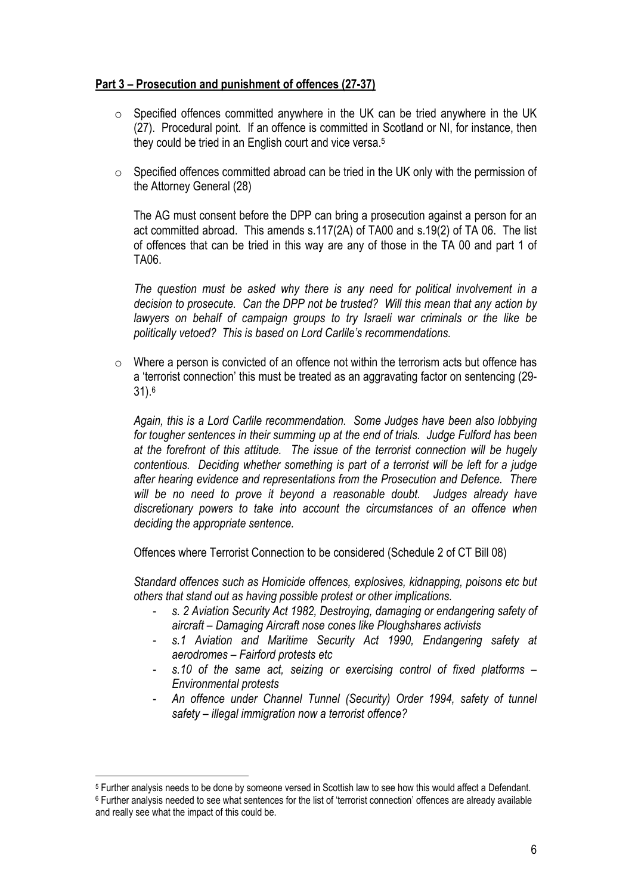**<u>Part 3 – Prosecution and punishment of offences (27-37)</u>**

- Specified offences committed anywhere in the UK can be tried anywhere in the UK (27). Procedural point. If an offence is committed in Scotland or NI, for instance, then they could be tried in an English court and vice versa.[5]

- Specified offences committed abroad can be tried in the UK only with the permission of the Attorney General (28)

  The AG must consent before the DPP can bring a prosecution against a person for an act committed abroad. This amends s.117(2A) of TA00 and s.19(2) of TA 06. The list of offences that can be tried in this way are any of those in the TA 00 and part 1 of TA06.

  *The question must be asked why there is any need for political involvement in a decision to prosecute. Can the DPP not be trusted? Will this mean that any action by lawyers on behalf of campaign groups to try Israeli war criminals or the like be politically vetoed? This is based on Lord Carlile's recommendations.*

- Where a person is convicted of an offence not within the terrorism acts but offence has a 'terrorist connection' this must be treated as an aggravating factor on sentencing (29-31).[6]

  *Again, this is a Lord Carlile recommendation. Some Judges have been also lobbying for tougher sentences in their summing up at the end of trials. Judge Fulford has been at the forefront of this attitude. The issue of the terrorist connection will be hugely contentious. Deciding whether something is part of a terrorist will be left for a judge after hearing evidence and representations from the Prosecution and Defence. There will be no need to prove it beyond a reasonable doubt. Judges already have discretionary powers to take into account the circumstances of an offence when deciding the appropriate sentence.*

  Offences where Terrorist Connection to be considered (Schedule 2 of CT Bill 08)

  *Standard offences such as Homicide offences, explosives, kidnapping, poisons etc but others that stand out as having possible protest or other implications.*

  - *s. 2 Aviation Security Act 1982, Destroying, damaging or endangering safety of aircraft – Damaging Aircraft nose cones like Ploughshares activists*
  - *s.1 Aviation and Maritime Security Act 1990, Endangering safety at aerodromes – Fairford protests etc*
  - *s.10 of the same act, seizing or exercising control of fixed platforms – Environmental protests*
  - *An offence under Channel Tunnel (Security) Order 1994, safety of tunnel safety – illegal immigration now a terrorist offence?*

---

[5] Further analysis needs to be done by someone versed in Scottish law to see how this would affect a Defendant.

[6] Further analysis needed to see what sentences for the list of 'terrorist connection' offences are already available and really see what the impact of this could be.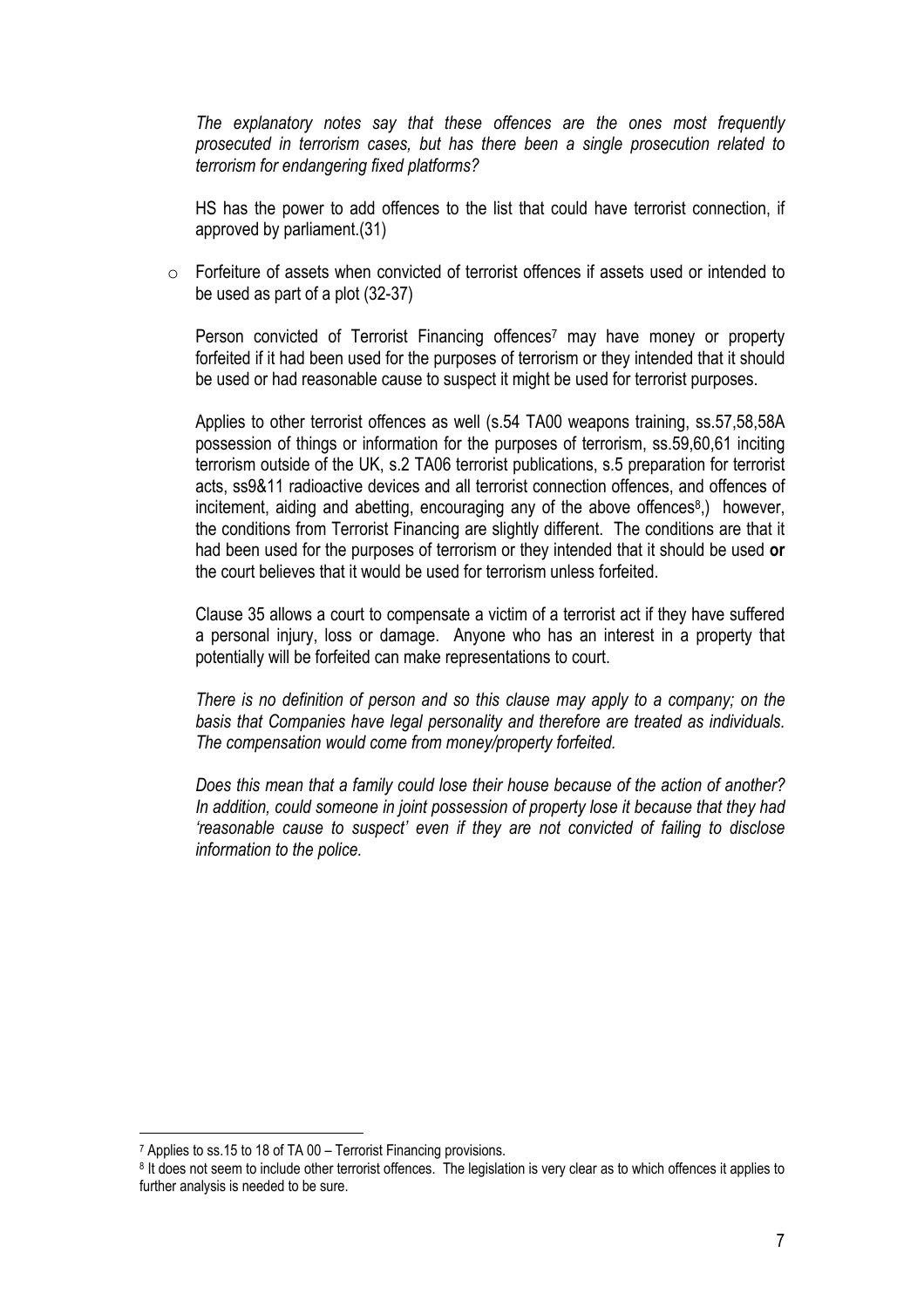*The explanatory notes say that these offences are the ones most frequently prosecuted in terrorism cases, but has there been a single prosecution related to terrorism for endangering fixed platforms?*

HS has the power to add offences to the list that could have terrorist connection, if approved by parliament.(31)

- Forfeiture of assets when convicted of terrorist offences if assets used or intended to be used as part of a plot (32-37)

  Person convicted of Terrorist Financing offences[7] may have money or property forfeited if it had been used for the purposes of terrorism or they intended that it should be used or had reasonable cause to suspect it might be used for terrorist purposes.

  Applies to other terrorist offences as well (s.54 TA00 weapons training, ss.57,58,58A possession of things or information for the purposes of terrorism, ss.59,60,61 inciting terrorism outside of the UK, s.2 TA06 terrorist publications, s.5 preparation for terrorist acts, ss9&11 radioactive devices and all terrorist connection offences, and offences of incitement, aiding and abetting, encouraging any of the above offences[8],) however, the conditions from Terrorist Financing are slightly different. The conditions are that it had been used for the purposes of terrorism or they intended that it should be used **or** the court believes that it would be used for terrorism unless forfeited.

  Clause 35 allows a court to compensate a victim of a terrorist act if they have suffered a personal injury, loss or damage. Anyone who has an interest in a property that potentially will be forfeited can make representations to court.

  *There is no definition of person and so this clause may apply to a company; on the basis that Companies have legal personality and therefore are treated as individuals. The compensation would come from money/property forfeited.*

  *Does this mean that a family could lose their house because of the action of another? In addition, could someone in joint possession of property lose it because that they had 'reasonable cause to suspect' even if they are not convicted of failing to disclose information to the police.*

---

[7] Applies to ss.15 to 18 of TA 00 – Terrorist Financing provisions.

[8] It does not seem to include other terrorist offences. The legislation is very clear as to which offences it applies to further analysis is needed to be sure.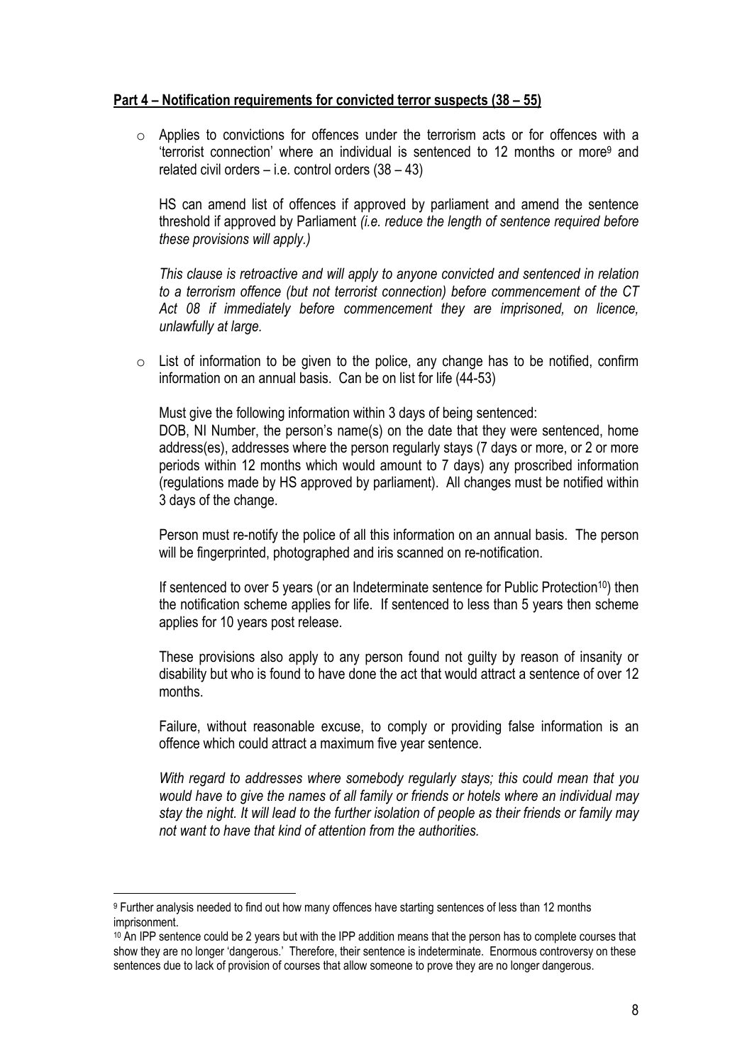**Part 4 – Notification requirements for convicted terror suspects (38 – 55)**

- Applies to convictions for offences under the terrorism acts or for offences with a 'terrorist connection' where an individual is sentenced to 12 months or more[9] and related civil orders – i.e. control orders (38 – 43)

  HS can amend list of offences if approved by parliament and amend the sentence threshold if approved by Parliament *(i.e. reduce the length of sentence required before these provisions will apply.)*

  *This clause is retroactive and will apply to anyone convicted and sentenced in relation to a terrorism offence (but not terrorist connection) before commencement of the CT Act 08 if immediately before commencement they are imprisoned, on licence, unlawfully at large.*

- List of information to be given to the police, any change has to be notified, confirm information on an annual basis. Can be on list for life (44-53)

  Must give the following information within 3 days of being sentenced:
  DOB, NI Number, the person's name(s) on the date that they were sentenced, home address(es), addresses where the person regularly stays (7 days or more, or 2 or more periods within 12 months which would amount to 7 days) any proscribed information (regulations made by HS approved by parliament). All changes must be notified within 3 days of the change.

  Person must re-notify the police of all this information on an annual basis. The person will be fingerprinted, photographed and iris scanned on re-notification.

  If sentenced to over 5 years (or an Indeterminate sentence for Public Protection[10]) then the notification scheme applies for life. If sentenced to less than 5 years then scheme applies for 10 years post release.

  These provisions also apply to any person found not guilty by reason of insanity or disability but who is found to have done the act that would attract a sentence of over 12 months.

  Failure, without reasonable excuse, to comply or providing false information is an offence which could attract a maximum five year sentence.

  *With regard to addresses where somebody regularly stays; this could mean that you would have to give the names of all family or friends or hotels where an individual may stay the night. It will lead to the further isolation of people as their friends or family may not want to have that kind of attention from the authorities.*

---

[9] Further analysis needed to find out how many offences have starting sentences of less than 12 months imprisonment.

[10] An IPP sentence could be 2 years but with the IPP addition means that the person has to complete courses that show they are no longer 'dangerous.' Therefore, their sentence is indeterminate. Enormous controversy on these sentences due to lack of provision of courses that allow someone to prove they are no longer dangerous.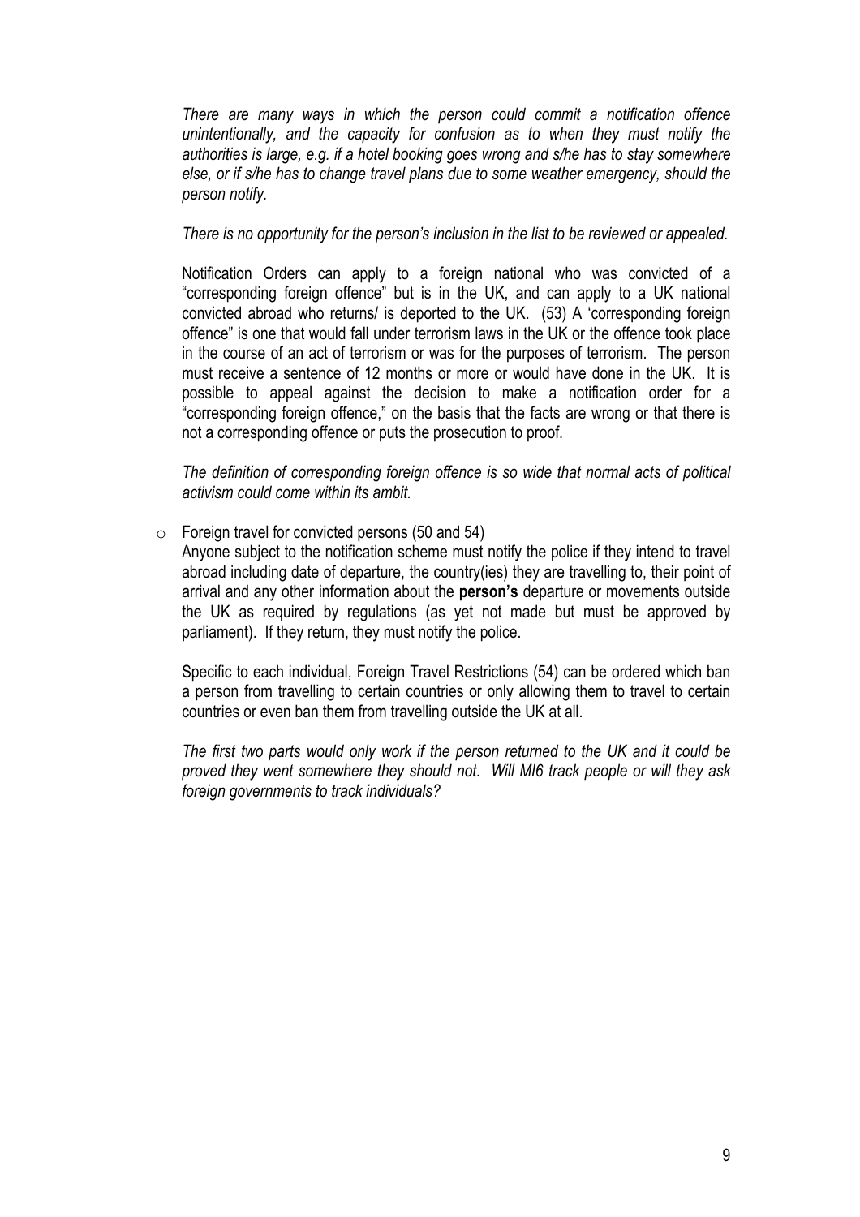*There are many ways in which the person could commit a notification offence unintentionally, and the capacity for confusion as to when they must notify the authorities is large, e.g. if a hotel booking goes wrong and s/he has to stay somewhere else, or if s/he has to change travel plans due to some weather emergency, should the person notify.*

*There is no opportunity for the person's inclusion in the list to be reviewed or appealed.*

Notification Orders can apply to a foreign national who was convicted of a "corresponding foreign offence" but is in the UK, and can apply to a UK national convicted abroad who returns/ is deported to the UK. (53) A 'corresponding foreign offence" is one that would fall under terrorism laws in the UK or the offence took place in the course of an act of terrorism or was for the purposes of terrorism. The person must receive a sentence of 12 months or more or would have done in the UK. It is possible to appeal against the decision to make a notification order for a "corresponding foreign offence," on the basis that the facts are wrong or that there is not a corresponding offence or puts the prosecution to proof.

*The definition of corresponding foreign offence is so wide that normal acts of political activism could come within its ambit.*

- Foreign travel for convicted persons (50 and 54)

  Anyone subject to the notification scheme must notify the police if they intend to travel abroad including date of departure, the country(ies) they are travelling to, their point of arrival and any other information about the **person's** departure or movements outside the UK as required by regulations (as yet not made but must be approved by parliament). If they return, they must notify the police.

  Specific to each individual, Foreign Travel Restrictions (54) can be ordered which ban a person from travelling to certain countries or only allowing them to travel to certain countries or even ban them from travelling outside the UK at all.

  *The first two parts would only work if the person returned to the UK and it could be proved they went somewhere they should not. Will MI6 track people or will they ask foreign governments to track individuals?*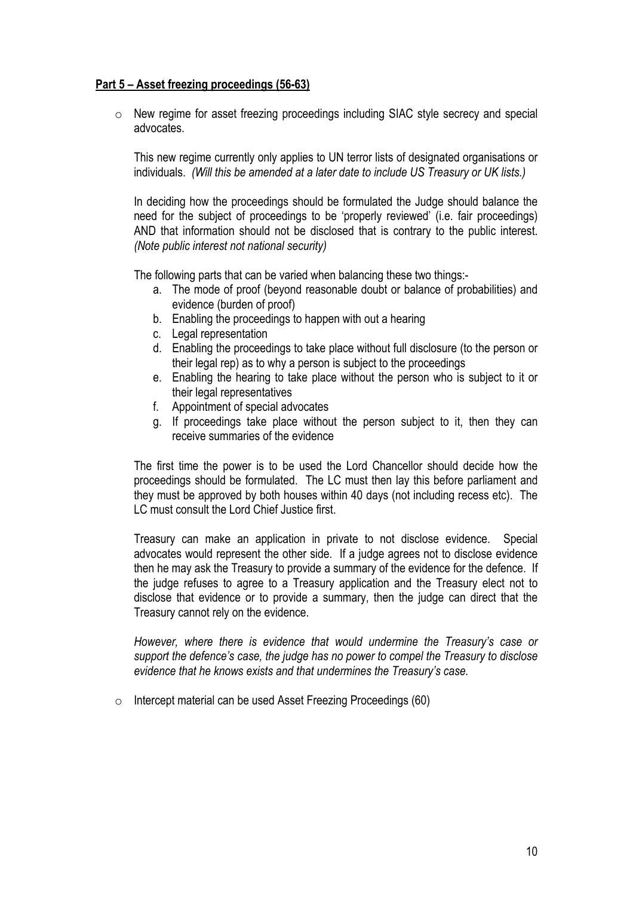**Part 5 – Asset freezing proceedings (56-63)**

- New regime for asset freezing proceedings including SIAC style secrecy and special advocates.

  This new regime currently only applies to UN terror lists of designated organisations or individuals. *(Will this be amended at a later date to include US Treasury or UK lists.)*

  In deciding how the proceedings should be formulated the Judge should balance the need for the subject of proceedings to be 'properly reviewed' (i.e. fair proceedings) AND that information should not be disclosed that is contrary to the public interest. *(Note public interest not national security)*

  The following parts that can be varied when balancing these two things:-

  a. The mode of proof (beyond reasonable doubt or balance of probabilities) and evidence (burden of proof)
  b. Enabling the proceedings to happen with out a hearing
  c. Legal representation
  d. Enabling the proceedings to take place without full disclosure (to the person or their legal rep) as to why a person is subject to the proceedings
  e. Enabling the hearing to take place without the person who is subject to it or their legal representatives
  f. Appointment of special advocates
  g. If proceedings take place without the person subject to it, then they can receive summaries of the evidence

  The first time the power is to be used the Lord Chancellor should decide how the proceedings should be formulated. The LC must then lay this before parliament and they must be approved by both houses within 40 days (not including recess etc). The LC must consult the Lord Chief Justice first.

  Treasury can make an application in private to not disclose evidence. Special advocates would represent the other side. If a judge agrees not to disclose evidence then he may ask the Treasury to provide a summary of the evidence for the defence. If the judge refuses to agree to a Treasury application and the Treasury elect not to disclose that evidence or to provide a summary, then the judge can direct that the Treasury cannot rely on the evidence.

  *However, where there is evidence that would undermine the Treasury's case or support the defence's case, the judge has no power to compel the Treasury to disclose evidence that he knows exists and that undermines the Treasury's case.*

- Intercept material can be used Asset Freezing Proceedings (60)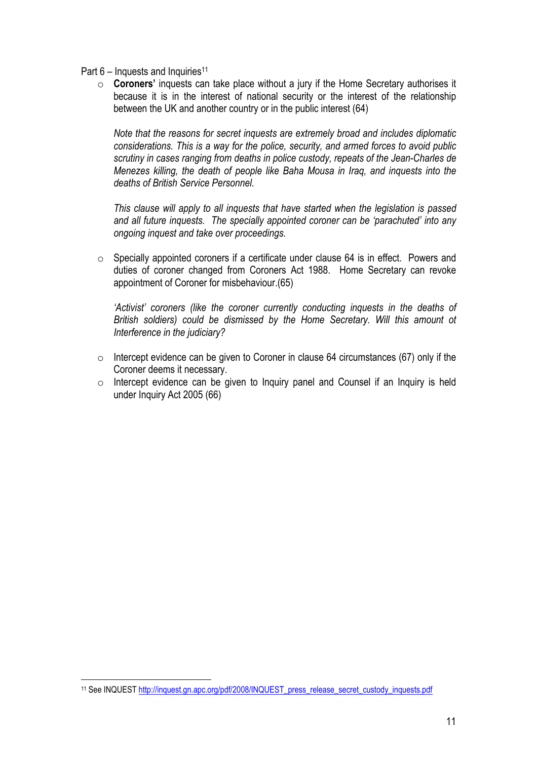Part 6 – Inquests and Inquiries[11]

- **Coroners'** inquests can take place without a jury if the Home Secretary authorises it because it is in the interest of national security or the interest of the relationship between the UK and another country or in the public interest (64)

  *Note that the reasons for secret inquests are extremely broad and includes diplomatic considerations. This is a way for the police, security, and armed forces to avoid public scrutiny in cases ranging from deaths in police custody, repeats of the Jean-Charles de Menezes killing, the death of people like Baha Mousa in Iraq, and inquests into the deaths of British Service Personnel.*

  *This clause will apply to all inquests that have started when the legislation is passed and all future inquests. The specially appointed coroner can be 'parachuted' into any ongoing inquest and take over proceedings.*

- Specially appointed coroners if a certificate under clause 64 is in effect. Powers and duties of coroner changed from Coroners Act 1988. Home Secretary can revoke appointment of Coroner for misbehaviour.(65)

  *'Activist' coroners (like the coroner currently conducting inquests in the deaths of British soldiers) could be dismissed by the Home Secretary. Will this amount ot Interference in the judiciary?*

- Intercept evidence can be given to Coroner in clause 64 circumstances (67) only if the Coroner deems it necessary.
- Intercept evidence can be given to Inquiry panel and Counsel if an Inquiry is held under Inquiry Act 2005 (66)

---

[11] See INQUEST http://inquest.gn.apc.org/pdf/2008/INQUEST_press_release_secret_custody_inquests.pdf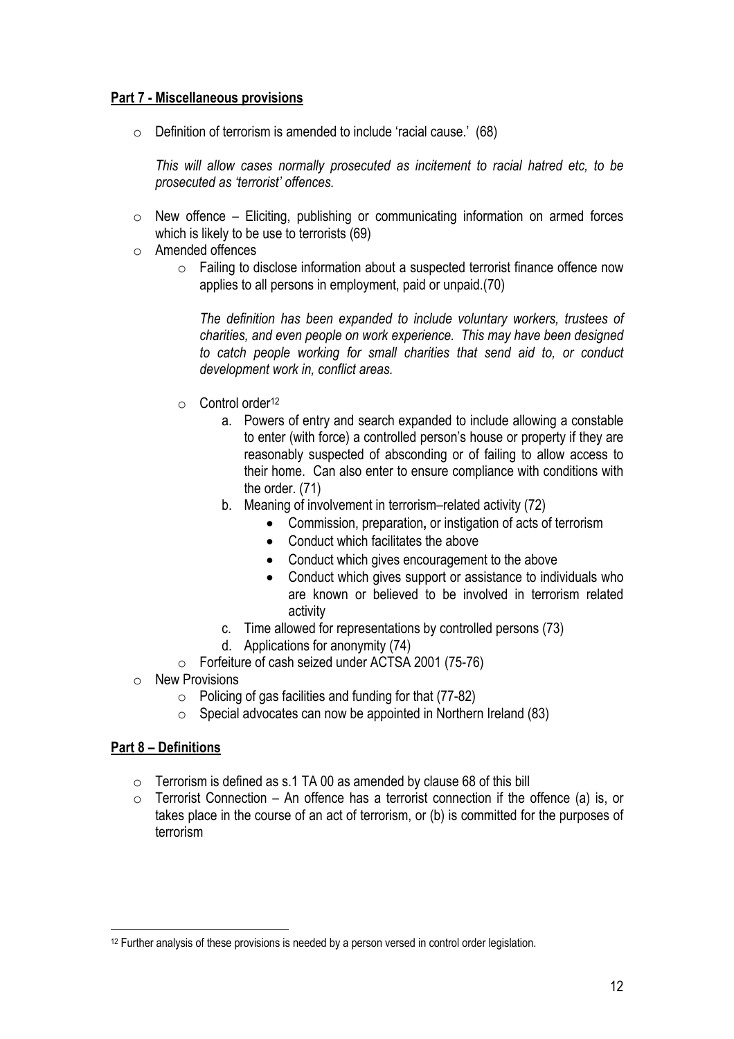**Part 7 - Miscellaneous provisions**

- Definition of terrorism is amended to include 'racial cause.' (68)

  *This will allow cases normally prosecuted as incitement to racial hatred etc, to be prosecuted as 'terrorist' offences.*

- New offence – Eliciting, publishing or communicating information on armed forces which is likely to be use to terrorists (69)
- Amended offences
  - Failing to disclose information about a suspected terrorist finance offence now applies to all persons in employment, paid or unpaid.(70)

    *The definition has been expanded to include voluntary workers, trustees of charities, and even people on work experience. This may have been designed to catch people working for small charities that send aid to, or conduct development work in, conflict areas.*

  - Control order[12]
    a. Powers of entry and search expanded to include allowing a constable to enter (with force) a controlled person's house or property if they are reasonably suspected of absconding or of failing to allow access to their home. Can also enter to ensure compliance with conditions with the order. (71)
    b. Meaning of involvement in terrorism–related activity (72)
       - Commission, preparation, or instigation of acts of terrorism
       - Conduct which facilitates the above
       - Conduct which gives encouragement to the above
       - Conduct which gives support or assistance to individuals who are known or believed to be involved in terrorism related activity
    c. Time allowed for representations by controlled persons (73)
    d. Applications for anonymity (74)
  - Forfeiture of cash seized under ACTSA 2001 (75-76)
- New Provisions
  - Policing of gas facilities and funding for that (77-82)
  - Special advocates can now be appointed in Northern Ireland (83)

**Part 8 – Definitions**

- Terrorism is defined as s.1 TA 00 as amended by clause 68 of this bill
- Terrorist Connection – An offence has a terrorist connection if the offence (a) is, or takes place in the course of an act of terrorism, or (b) is committed for the purposes of terrorism

---

[12] Further analysis of these provisions is needed by a person versed in control order legislation.